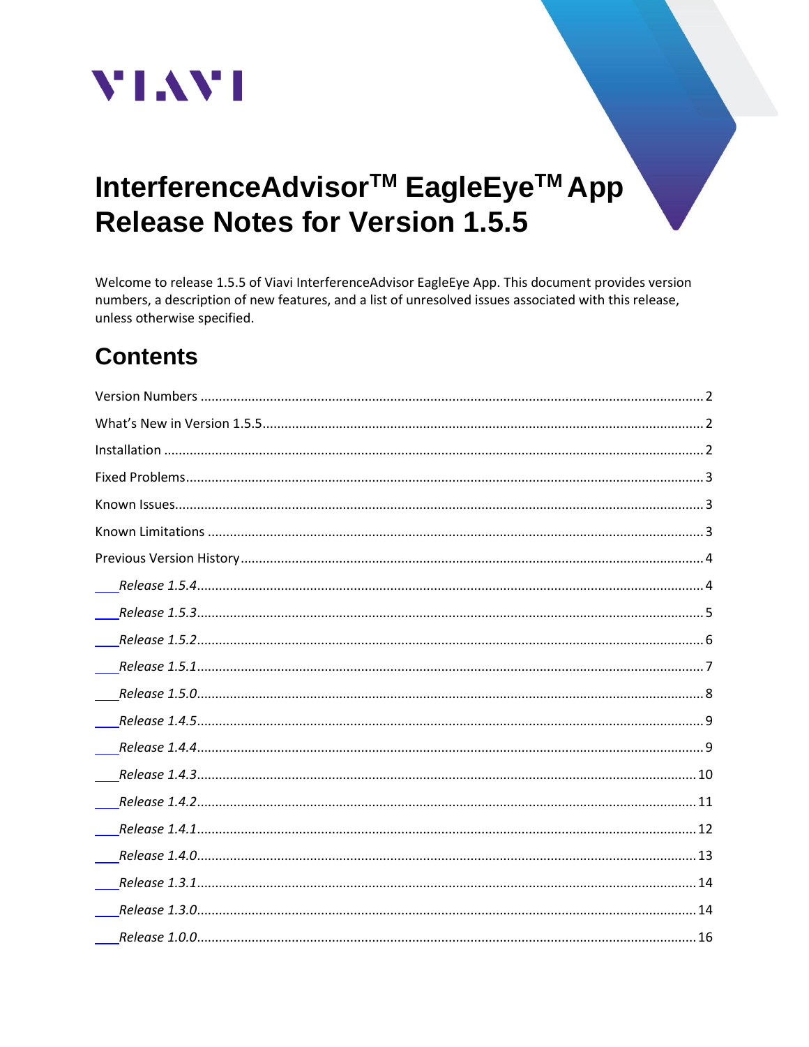VIAVI

# InterferenceAdvisor™ EagleEye™ App Release Notes for Version 1.5.5

Welcome to release 1.5.5 of Viavi InterferenceAdvisor EagleEye App. This document provides version numbers, a description of new features, and a list of unresolved issues associated with this release, unless otherwise specified.

## Contents

Version Numbers ........................................................ 2

What's New in Version 1.5.5 ........................................................ 2

Installation ........................................................ 2

Fixed Problems ........................................................ 3

Known Issues ........................................................ 3

Known Limitations ........................................................ 3

Previous Version History ........................................................ 4

- *Release 1.5.4* ........................................................ 4
- *Release 1.5.3* ........................................................ 5
- *Release 1.5.2* ........................................................ 6
- *Release 1.5.1* ........................................................ 7
- *Release 1.5.0* ........................................................ 8
- *Release 1.4.5* ........................................................ 9
- *Release 1.4.4* ........................................................ 9
- *Release 1.4.3* ........................................................ 10
- *Release 1.4.2* ........................................................ 11
- *Release 1.4.1* ........................................................ 12
- *Release 1.4.0* ........................................................ 13
- *Release 1.3.1* ........................................................ 14
- *Release 1.3.0* ........................................................ 14
- *Release 1.0.0* ........................................................ 16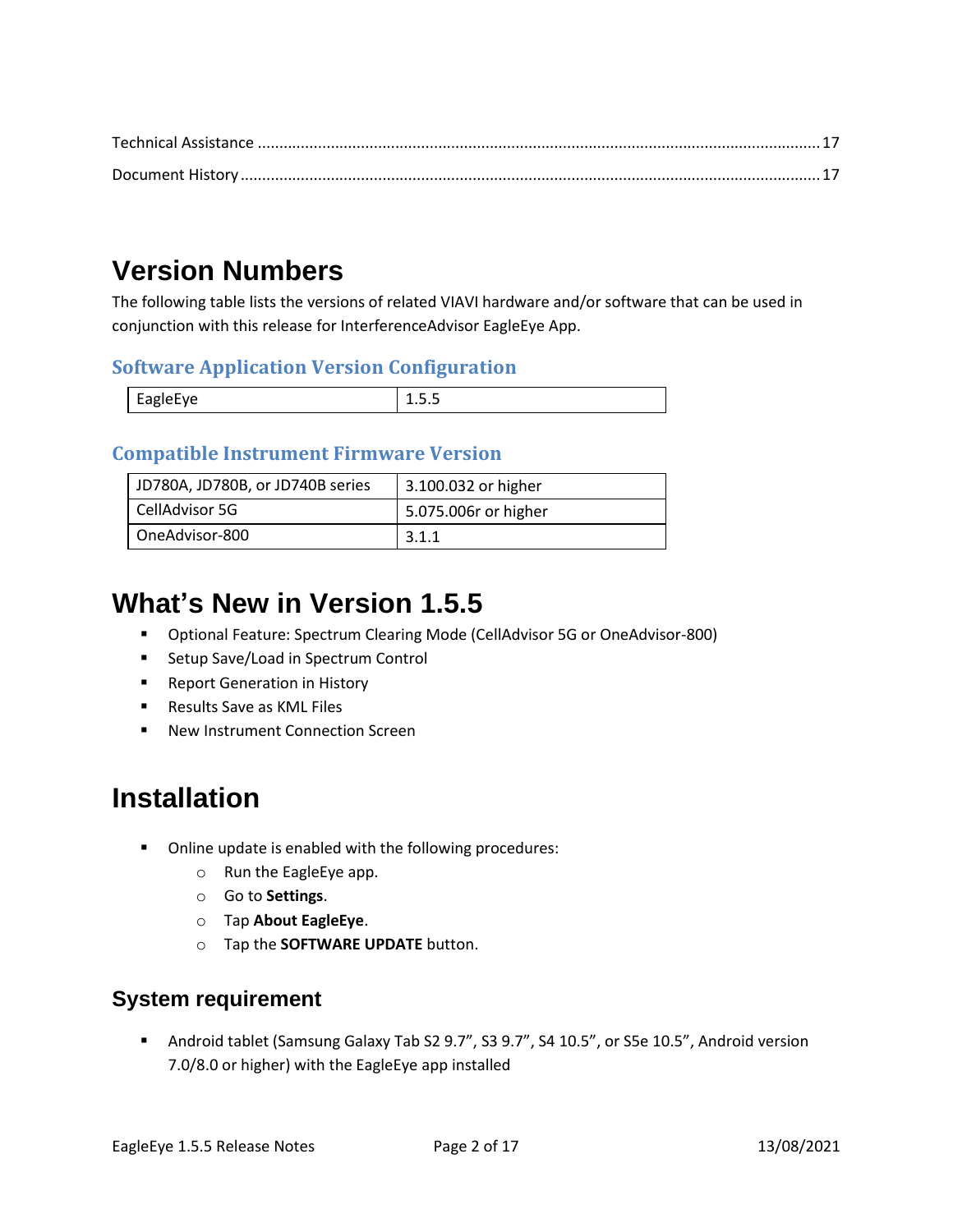Technical Assistance ........................................................................................................................ 17

Document History ............................................................................................................................ 17

# Version Numbers

The following table lists the versions of related VIAVI hardware and/or software that can be used in conjunction with this release for InterferenceAdvisor EagleEye App.

### Software Application Version Configuration

| EagleEye | 1.5.5 |
|---|---|

### Compatible Instrument Firmware Version

| JD780A, JD780B, or JD740B series | 3.100.032 or higher |
|---|---|
| CellAdvisor 5G | 5.075.006r or higher |
| OneAdvisor-800 | 3.1.1 |

# What's New in Version 1.5.5

- Optional Feature: Spectrum Clearing Mode (CellAdvisor 5G or OneAdvisor-800)
- Setup Save/Load in Spectrum Control
- Report Generation in History
- Results Save as KML Files
- New Instrument Connection Screen

# Installation

- Online update is enabled with the following procedures:
  - Run the EagleEye app.
  - Go to **Settings**.
  - Tap **About EagleEye**.
  - Tap the **SOFTWARE UPDATE** button.

## System requirement

- Android tablet (Samsung Galaxy Tab S2 9.7", S3 9.7", S4 10.5", or S5e 10.5", Android version 7.0/8.0 or higher) with the EagleEye app installed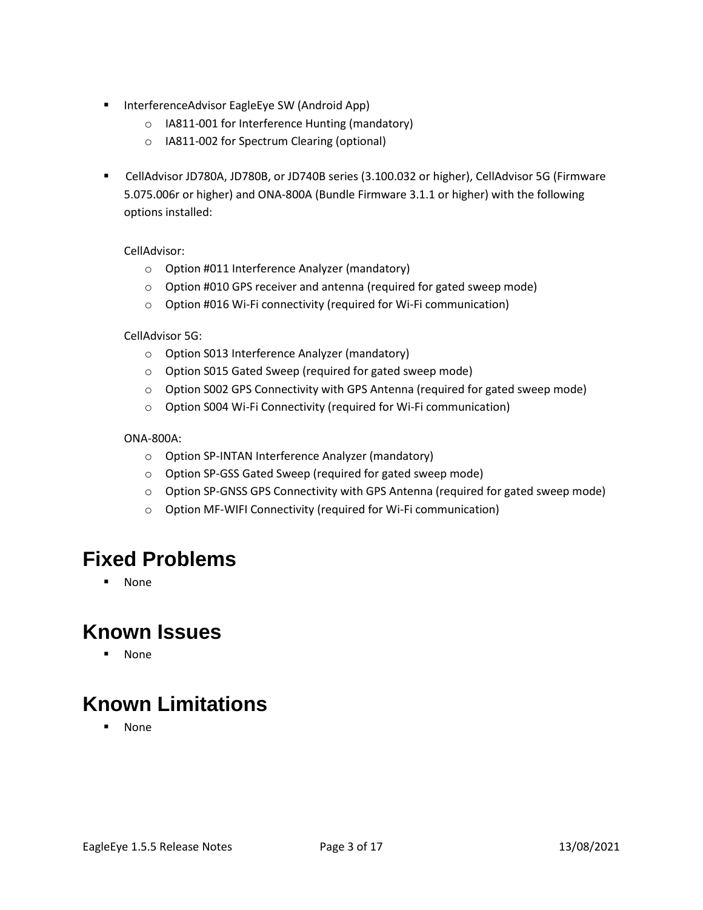- InterferenceAdvisor EagleEye SW (Android App)
  - IA811-001 for Interference Hunting (mandatory)
  - IA811-002 for Spectrum Clearing (optional)

- CellAdvisor JD780A, JD780B, or JD740B series (3.100.032 or higher), CellAdvisor 5G (Firmware 5.075.006r or higher) and ONA-800A (Bundle Firmware 3.1.1 or higher) with the following options installed:

  CellAdvisor:
  - Option #011 Interference Analyzer (mandatory)
  - Option #010 GPS receiver and antenna (required for gated sweep mode)
  - Option #016 Wi-Fi connectivity (required for Wi-Fi communication)

  CellAdvisor 5G:
  - Option S013 Interference Analyzer (mandatory)
  - Option S015 Gated Sweep (required for gated sweep mode)
  - Option S002 GPS Connectivity with GPS Antenna (required for gated sweep mode)
  - Option S004 Wi-Fi Connectivity (required for Wi-Fi communication)

  ONA-800A:
  - Option SP-INTAN Interference Analyzer (mandatory)
  - Option SP-GSS Gated Sweep (required for gated sweep mode)
  - Option SP-GNSS GPS Connectivity with GPS Antenna (required for gated sweep mode)
  - Option MF-WIFI Connectivity (required for Wi-Fi communication)

# Fixed Problems

- None

# Known Issues

- None

# Known Limitations

- None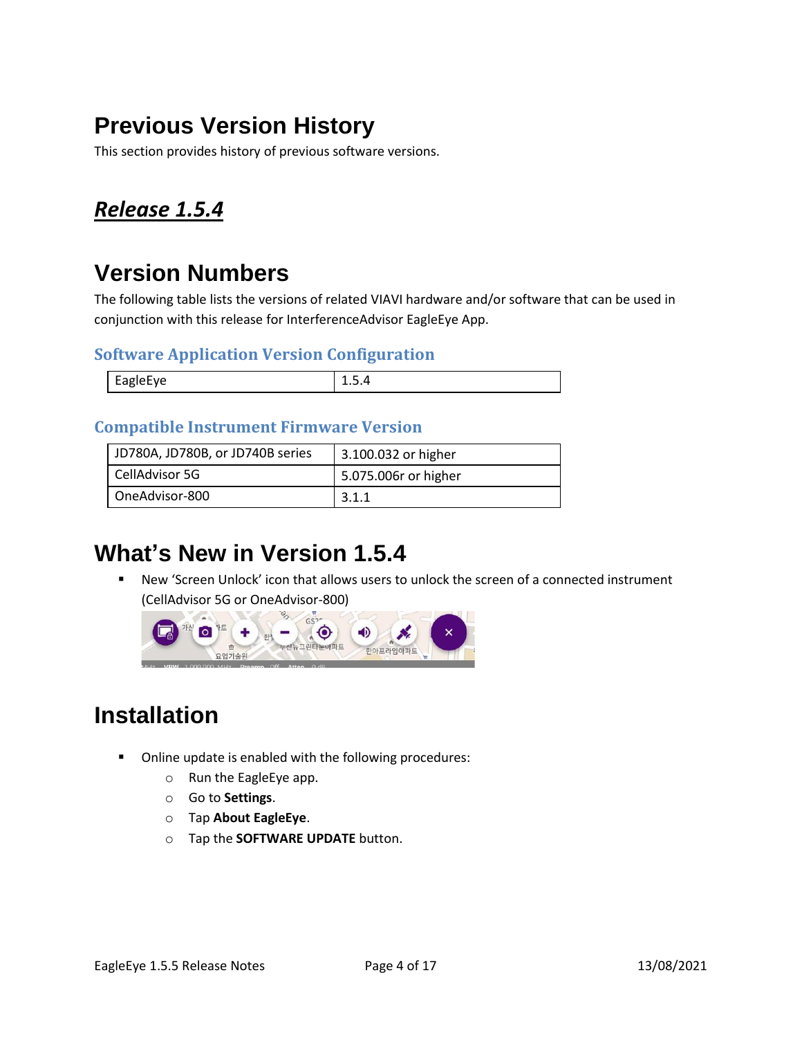# Previous Version History

This section provides history of previous software versions.

## ***Release 1.5.4***

# Version Numbers

The following table lists the versions of related VIAVI hardware and/or software that can be used in conjunction with this release for InterferenceAdvisor EagleEye App.

### Software Application Version Configuration

| EagleEye | 1.5.4 |
|---|---|

### Compatible Instrument Firmware Version

| JD780A, JD780B, or JD740B series | 3.100.032 or higher |
|---|---|
| CellAdvisor 5G | 5.075.006r or higher |
| OneAdvisor-800 | 3.1.1 |

# What's New in Version 1.5.4

- New 'Screen Unlock' icon that allows users to unlock the screen of a connected instrument (CellAdvisor 5G or OneAdvisor-800)

# Installation

- Online update is enabled with the following procedures:
  - Run the EagleEye app.
  - Go to **Settings**.
  - Tap **About EagleEye**.
  - Tap the **SOFTWARE UPDATE** button.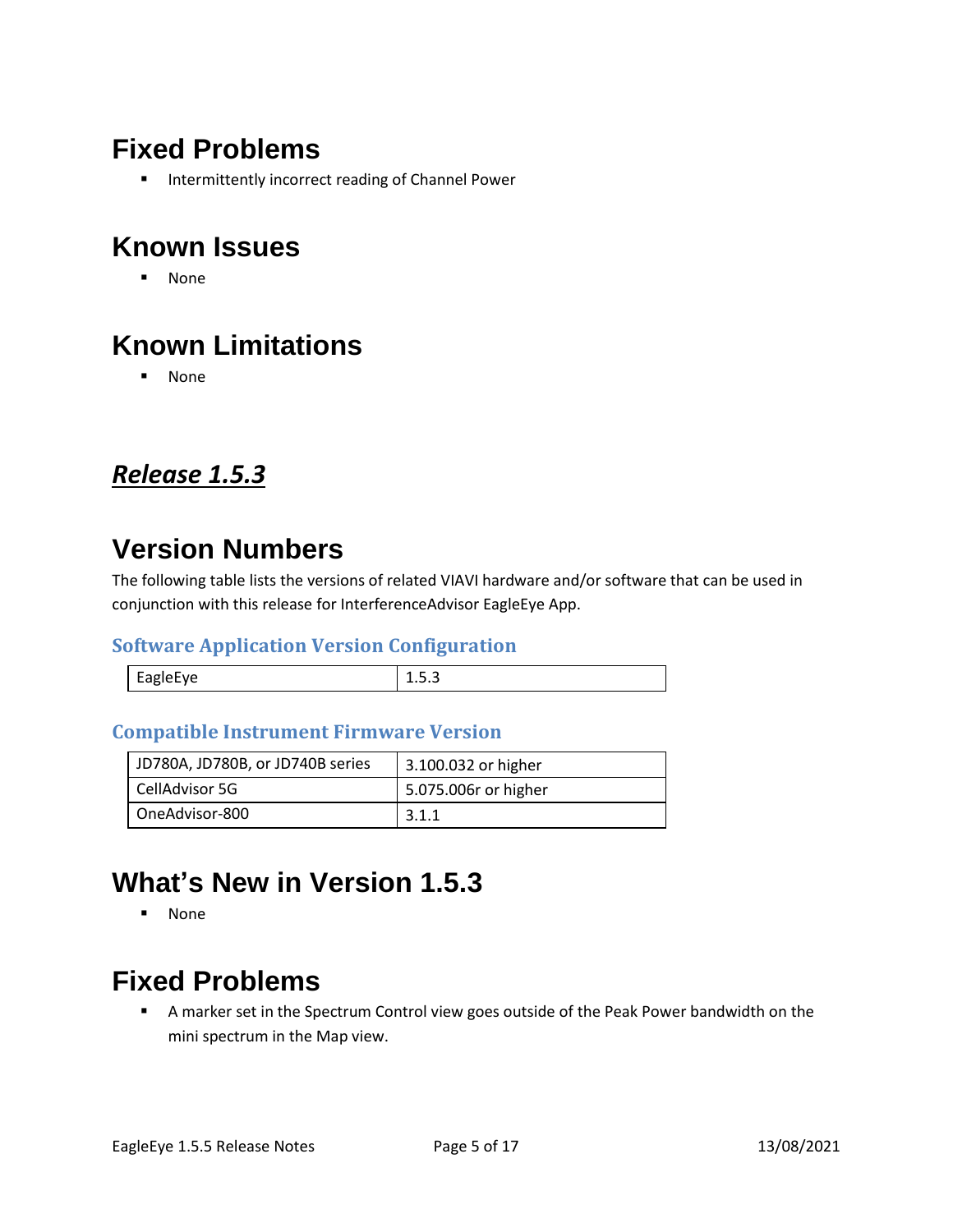# Fixed Problems

- Intermittently incorrect reading of Channel Power

# Known Issues

- None

# Known Limitations

- None

## ***Release 1.5.3***

# Version Numbers

The following table lists the versions of related VIAVI hardware and/or software that can be used in conjunction with this release for InterferenceAdvisor EagleEye App.

### Software Application Version Configuration

| EagleEye | 1.5.3 |
| --- | --- |

### Compatible Instrument Firmware Version

| JD780A, JD780B, or JD740B series | 3.100.032 or higher |
| --- | --- |
| CellAdvisor 5G | 5.075.006r or higher |
| OneAdvisor-800 | 3.1.1 |

# What's New in Version 1.5.3

- None

# Fixed Problems

- A marker set in the Spectrum Control view goes outside of the Peak Power bandwidth on the mini spectrum in the Map view.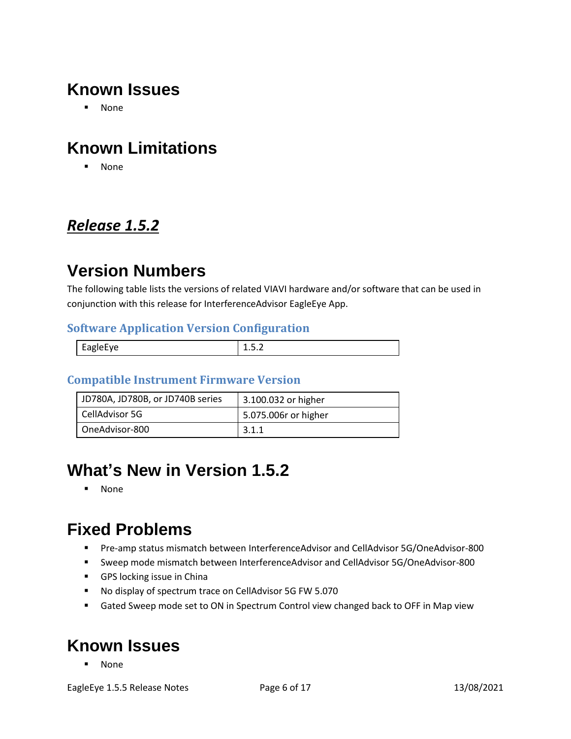# Known Issues

- None

# Known Limitations

- None

## ***Release 1.5.2***

# Version Numbers

The following table lists the versions of related VIAVI hardware and/or software that can be used in conjunction with this release for InterferenceAdvisor EagleEye App.

### Software Application Version Configuration

| EagleEye | 1.5.2 |
|---|---|

### Compatible Instrument Firmware Version

| JD780A, JD780B, or JD740B series | 3.100.032 or higher |
|---|---|
| CellAdvisor 5G | 5.075.006r or higher |
| OneAdvisor-800 | 3.1.1 |

# What's New in Version 1.5.2

- None

# Fixed Problems

- Pre-amp status mismatch between InterferenceAdvisor and CellAdvisor 5G/OneAdvisor-800
- Sweep mode mismatch between InterferenceAdvisor and CellAdvisor 5G/OneAdvisor-800
- GPS locking issue in China
- No display of spectrum trace on CellAdvisor 5G FW 5.070
- Gated Sweep mode set to ON in Spectrum Control view changed back to OFF in Map view

# Known Issues

- None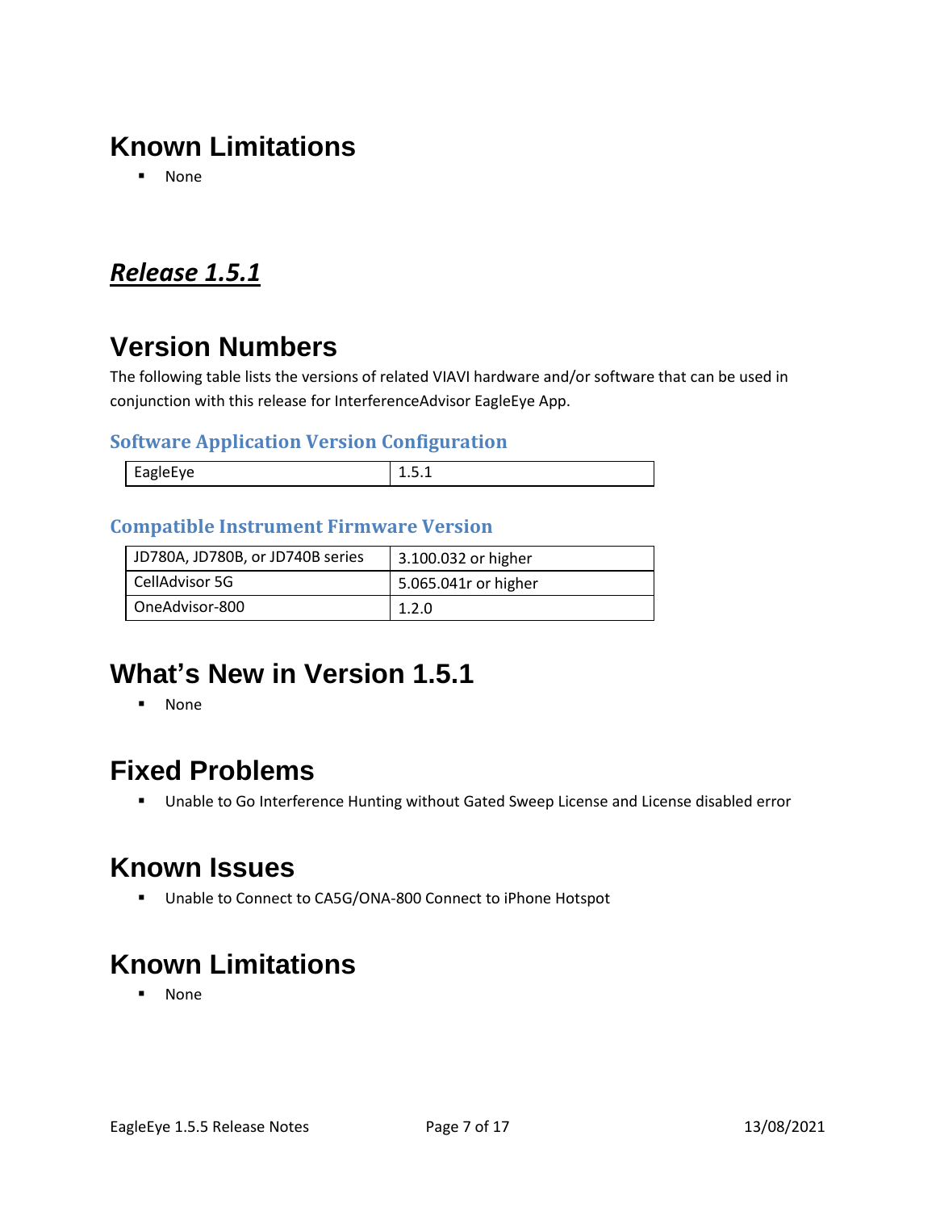# Known Limitations

- None

## *Release 1.5.1*

# Version Numbers

The following table lists the versions of related VIAVI hardware and/or software that can be used in conjunction with this release for InterferenceAdvisor EagleEye App.

### Software Application Version Configuration

| EagleEye | 1.5.1 |
|---|---|

### Compatible Instrument Firmware Version

| JD780A, JD780B, or JD740B series | 3.100.032 or higher |
|---|---|
| CellAdvisor 5G | 5.065.041r or higher |
| OneAdvisor-800 | 1.2.0 |

# What's New in Version 1.5.1

- None

# Fixed Problems

- Unable to Go Interference Hunting without Gated Sweep License and License disabled error

# Known Issues

- Unable to Connect to CA5G/ONA-800 Connect to iPhone Hotspot

# Known Limitations

- None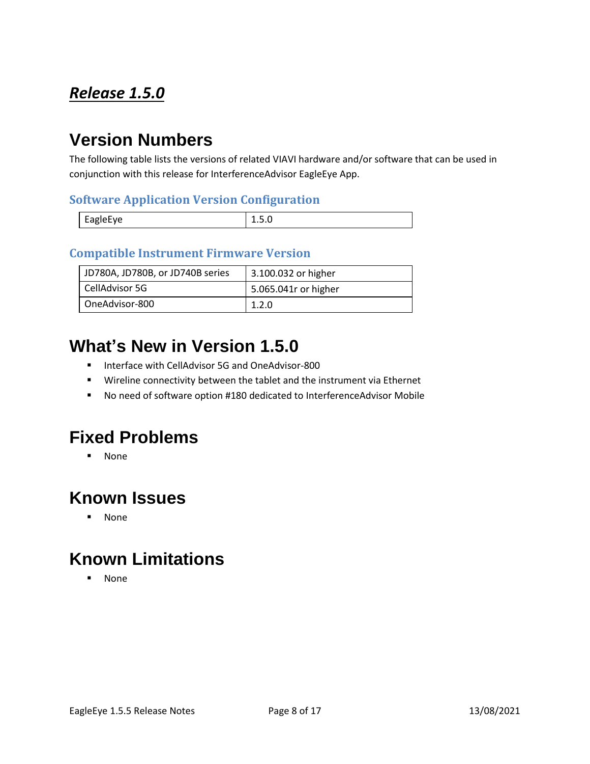## ***Release 1.5.0***

# Version Numbers

The following table lists the versions of related VIAVI hardware and/or software that can be used in conjunction with this release for InterferenceAdvisor EagleEye App.

### Software Application Version Configuration

| EagleEye | 1.5.0 |
| --- | --- |

### Compatible Instrument Firmware Version

| JD780A, JD780B, or JD740B series | 3.100.032 or higher |
| --- | --- |
| CellAdvisor 5G | 5.065.041r or higher |
| OneAdvisor-800 | 1.2.0 |

# What's New in Version 1.5.0

- Interface with CellAdvisor 5G and OneAdvisor-800
- Wireline connectivity between the tablet and the instrument via Ethernet
- No need of software option #180 dedicated to InterferenceAdvisor Mobile

# Fixed Problems

- None

# Known Issues

- None

# Known Limitations

- None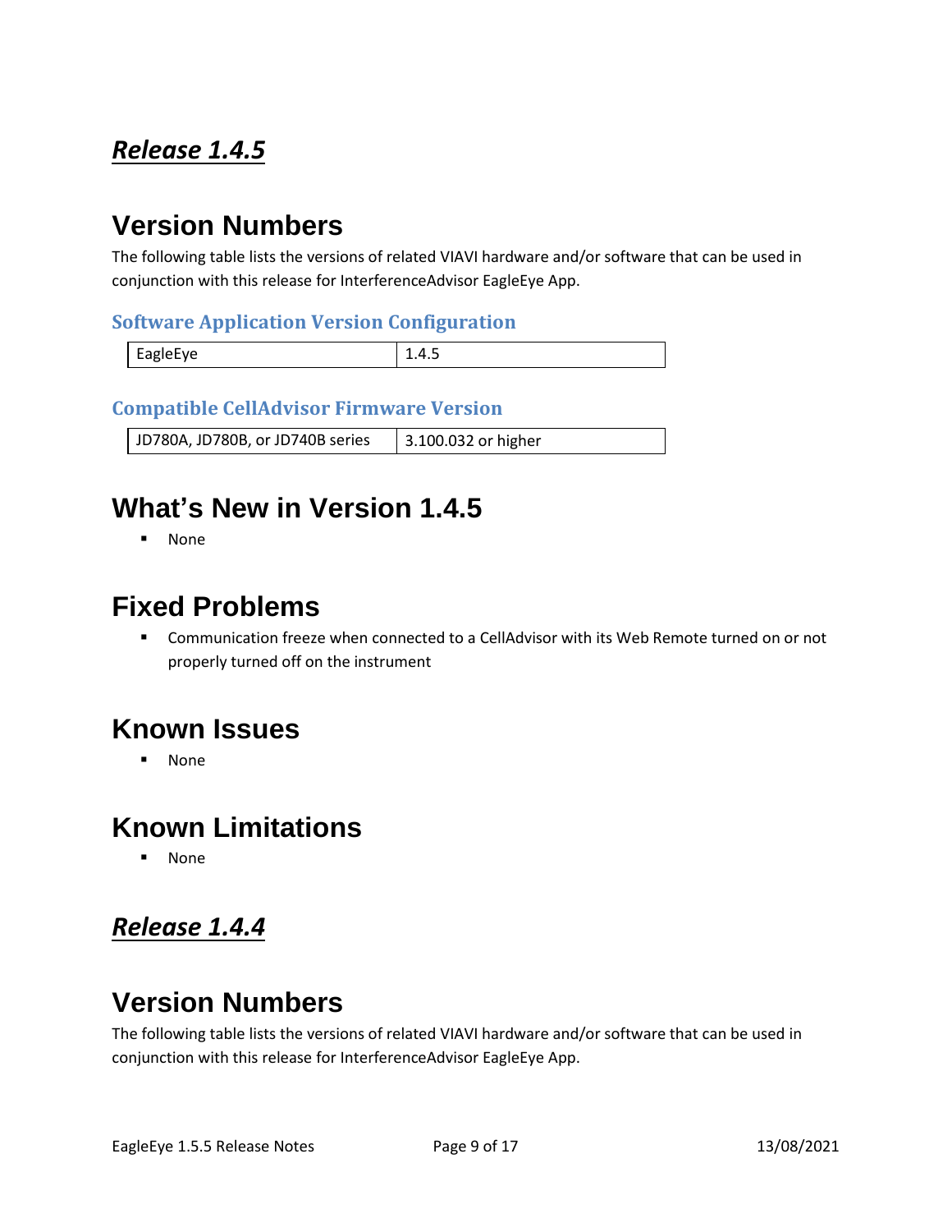## ***Release 1.4.5***

# Version Numbers

The following table lists the versions of related VIAVI hardware and/or software that can be used in conjunction with this release for InterferenceAdvisor EagleEye App.

### Software Application Version Configuration

| EagleEye | 1.4.5 |
| --- | --- |

### Compatible CellAdvisor Firmware Version

| JD780A, JD780B, or JD740B series | 3.100.032 or higher |
| --- | --- |

# What's New in Version 1.4.5

- None

# Fixed Problems

- Communication freeze when connected to a CellAdvisor with its Web Remote turned on or not properly turned off on the instrument

# Known Issues

- None

# Known Limitations

- None

## ***Release 1.4.4***

# Version Numbers

The following table lists the versions of related VIAVI hardware and/or software that can be used in conjunction with this release for InterferenceAdvisor EagleEye App.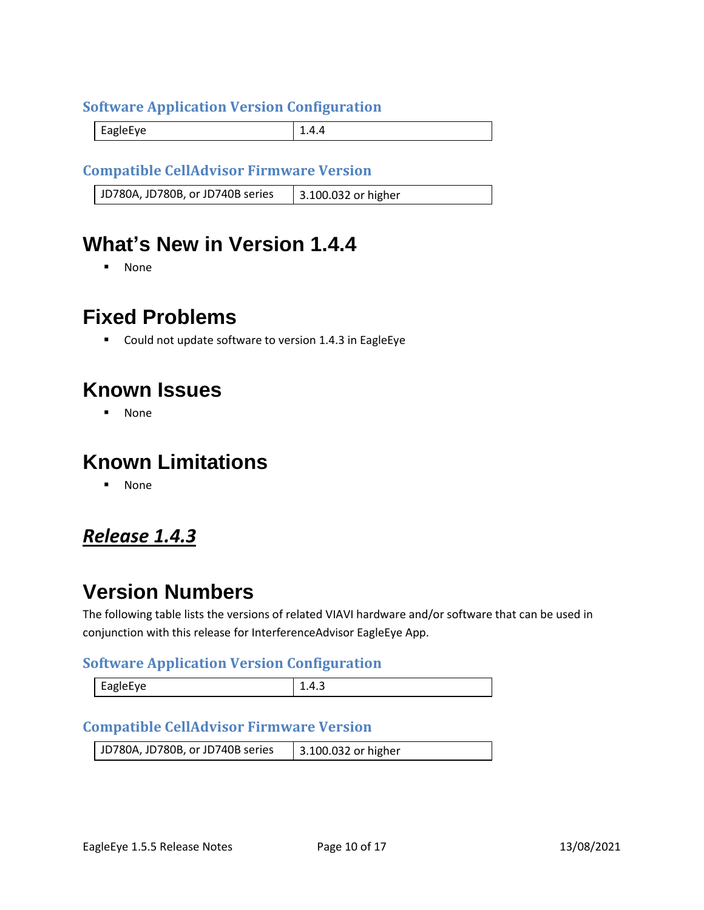### Software Application Version Configuration

| EagleEye | 1.4.4 |
|---|---|

### Compatible CellAdvisor Firmware Version

| JD780A, JD780B, or JD740B series | 3.100.032 or higher |
|---|---|

## What's New in Version 1.4.4

- None

## Fixed Problems

- Could not update software to version 1.4.3 in EagleEye

## Known Issues

- None

## Known Limitations

- None

# ***Release 1.4.3***

## Version Numbers

The following table lists the versions of related VIAVI hardware and/or software that can be used in conjunction with this release for InterferenceAdvisor EagleEye App.

### Software Application Version Configuration

| EagleEye | 1.4.3 |
|---|---|

### Compatible CellAdvisor Firmware Version

| JD780A, JD780B, or JD740B series | 3.100.032 or higher |
|---|---|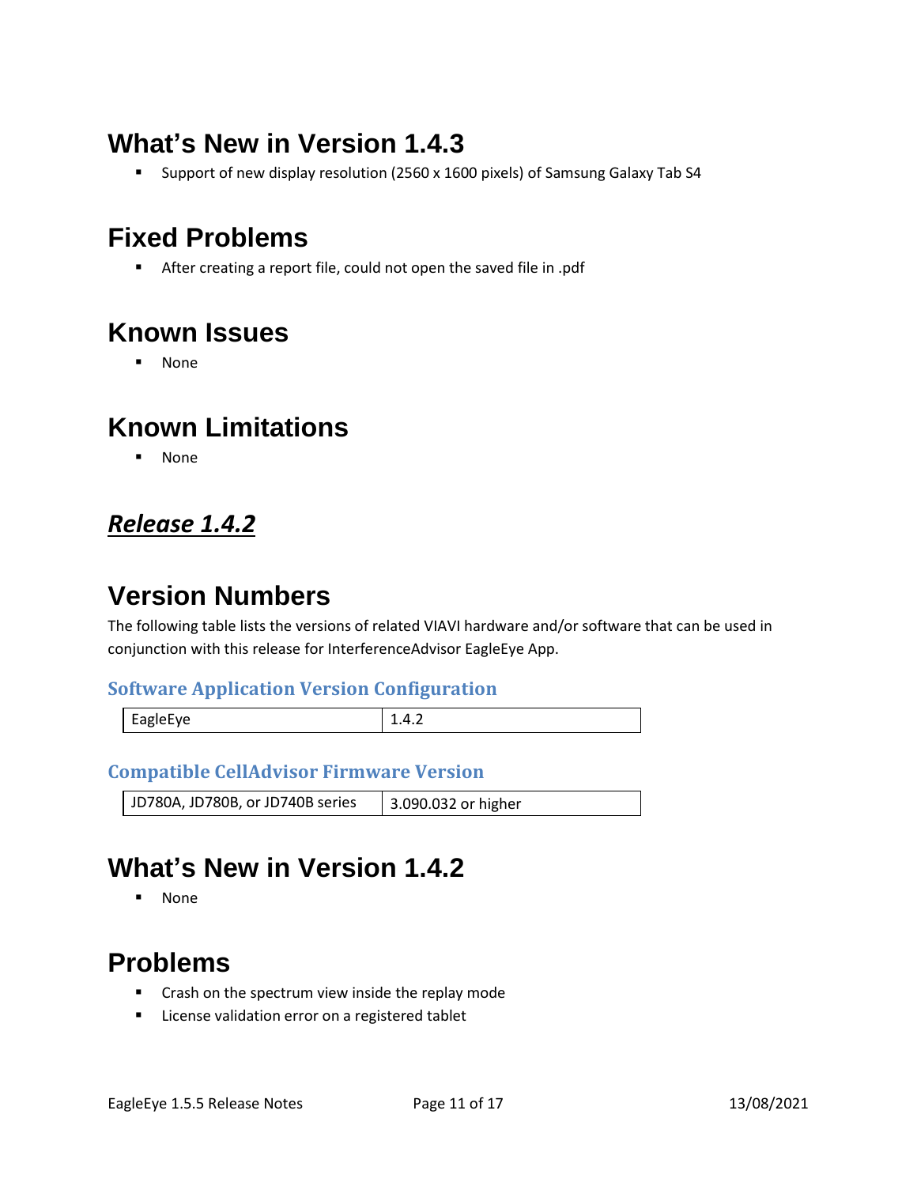## What's New in Version 1.4.3

- Support of new display resolution (2560 x 1600 pixels) of Samsung Galaxy Tab S4

## Fixed Problems

- After creating a report file, could not open the saved file in .pdf

## Known Issues

- None

## Known Limitations

- None

# ***Release 1.4.2***

## Version Numbers

The following table lists the versions of related VIAVI hardware and/or software that can be used in conjunction with this release for InterferenceAdvisor EagleEye App.

### Software Application Version Configuration

| EagleEye | 1.4.2 |
|---|---|

### Compatible CellAdvisor Firmware Version

| JD780A, JD780B, or JD740B series | 3.090.032 or higher |
|---|---|

## What's New in Version 1.4.2

- None

## Problems

- Crash on the spectrum view inside the replay mode
- License validation error on a registered tablet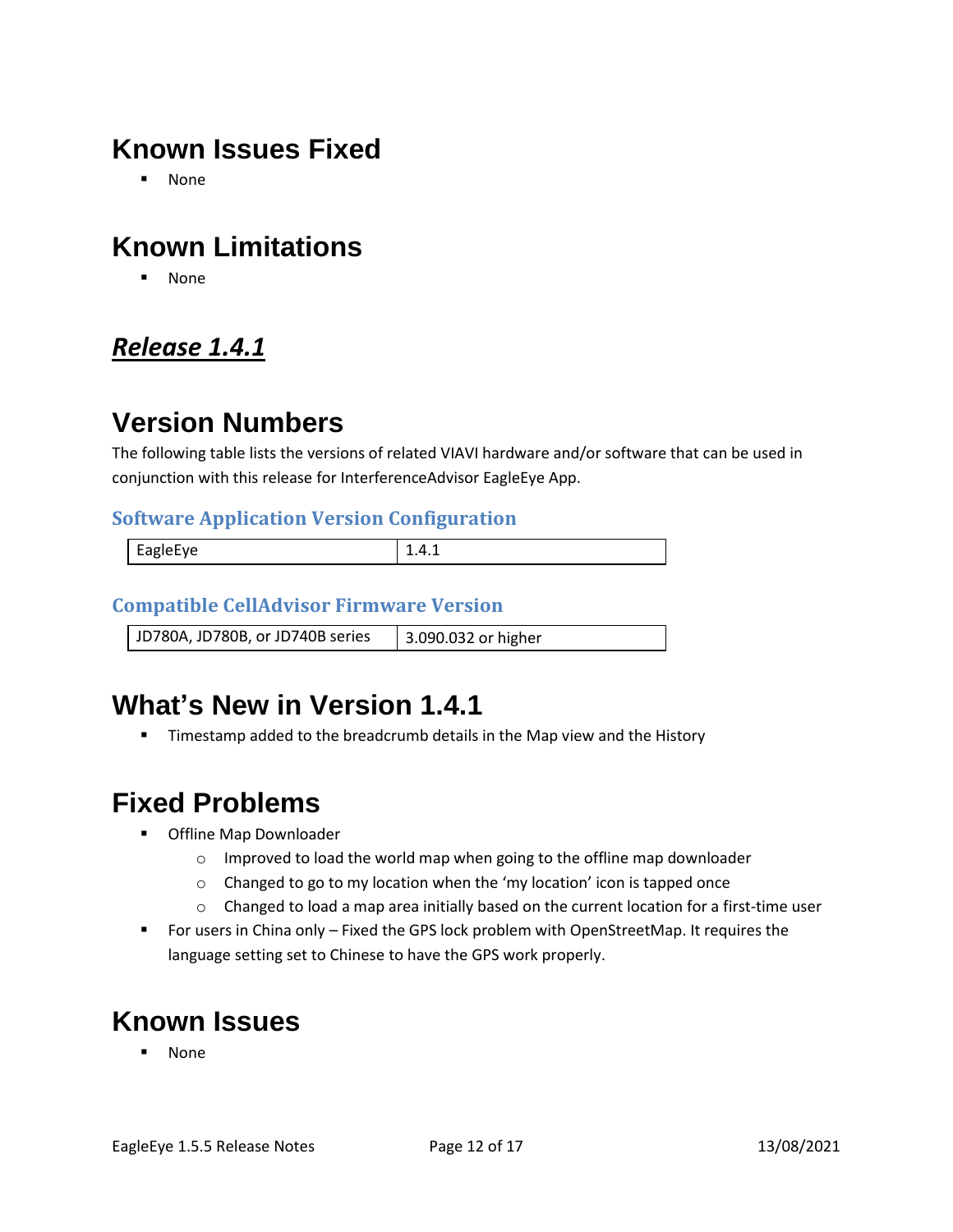# Known Issues Fixed

- None

# Known Limitations

- None

## ***Release 1.4.1***

# Version Numbers

The following table lists the versions of related VIAVI hardware and/or software that can be used in conjunction with this release for InterferenceAdvisor EagleEye App.

### Software Application Version Configuration

| EagleEye | 1.4.1 |
| --- | --- |

### Compatible CellAdvisor Firmware Version

| JD780A, JD780B, or JD740B series | 3.090.032 or higher |
| --- | --- |

# What's New in Version 1.4.1

- Timestamp added to the breadcrumb details in the Map view and the History

# Fixed Problems

- Offline Map Downloader
  - Improved to load the world map when going to the offline map downloader
  - Changed to go to my location when the 'my location' icon is tapped once
  - Changed to load a map area initially based on the current location for a first-time user
- For users in China only – Fixed the GPS lock problem with OpenStreetMap. It requires the language setting set to Chinese to have the GPS work properly.

# Known Issues

- None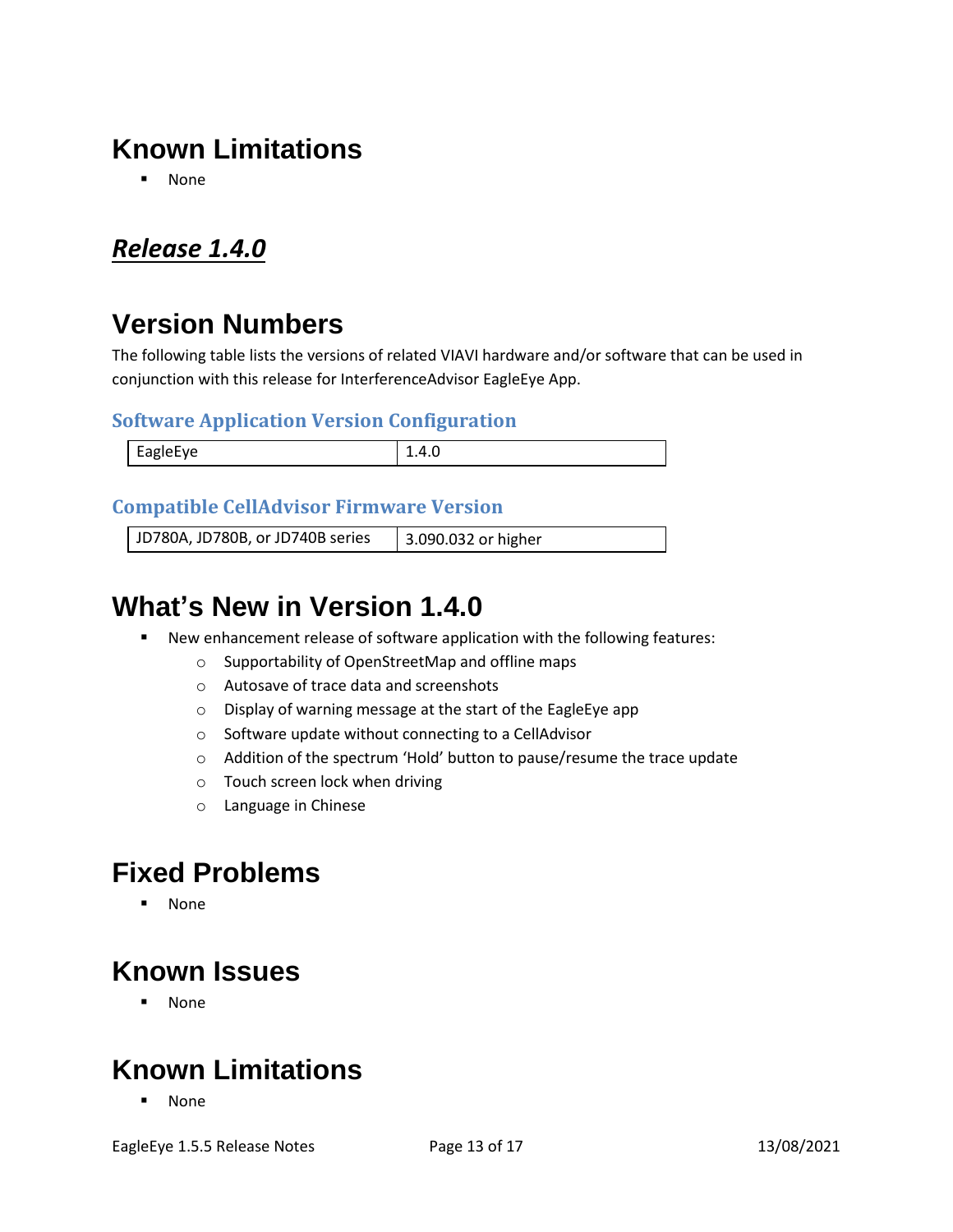# Known Limitations

- None

## ***Release 1.4.0***

# Version Numbers

The following table lists the versions of related VIAVI hardware and/or software that can be used in conjunction with this release for InterferenceAdvisor EagleEye App.

### Software Application Version Configuration

| EagleEye | 1.4.0 |
|---|---|

### Compatible CellAdvisor Firmware Version

| JD780A, JD780B, or JD740B series | 3.090.032 or higher |
|---|---|

# What's New in Version 1.4.0

- New enhancement release of software application with the following features:
  - Supportability of OpenStreetMap and offline maps
  - Autosave of trace data and screenshots
  - Display of warning message at the start of the EagleEye app
  - Software update without connecting to a CellAdvisor
  - Addition of the spectrum 'Hold' button to pause/resume the trace update
  - Touch screen lock when driving
  - Language in Chinese

# Fixed Problems

- None

# Known Issues

- None

# Known Limitations

- None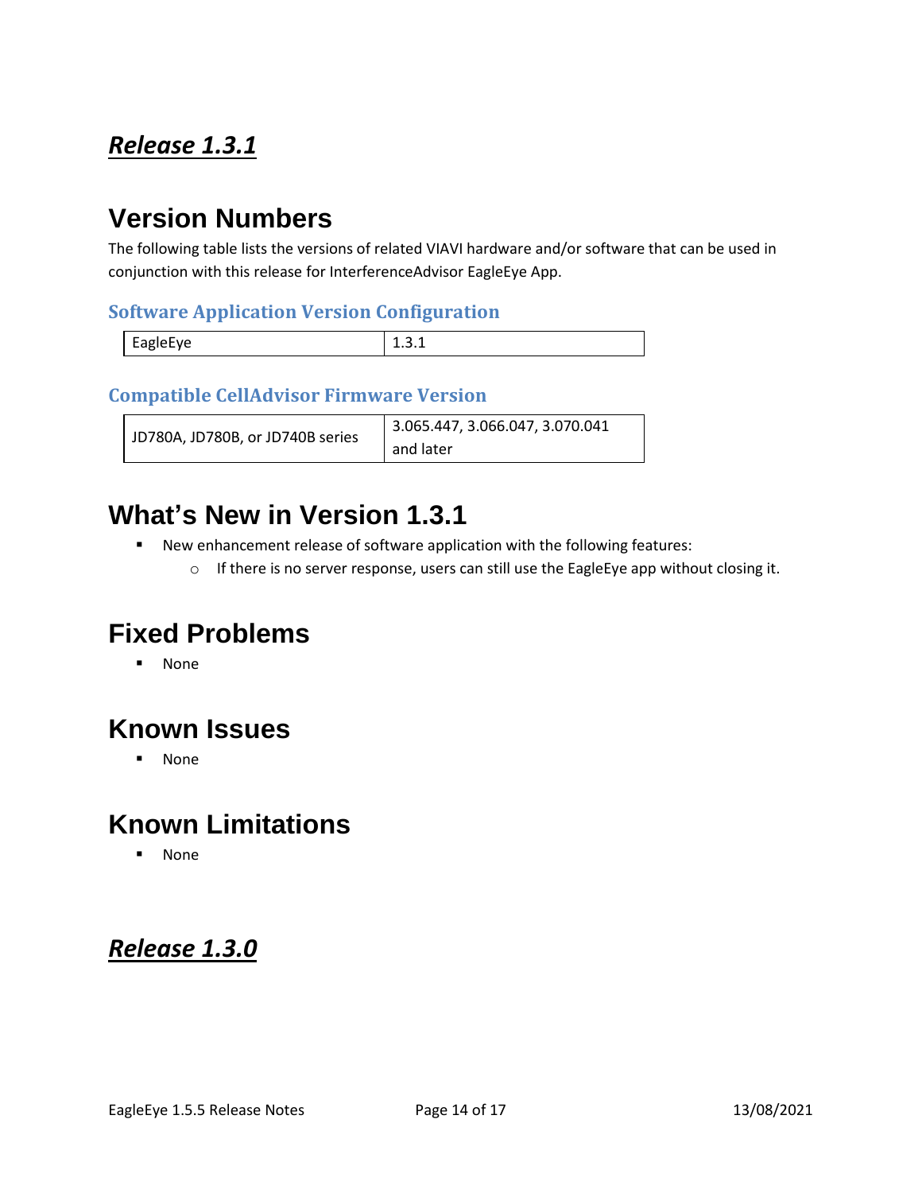## ***Release 1.3.1***

# Version Numbers

The following table lists the versions of related VIAVI hardware and/or software that can be used in conjunction with this release for InterferenceAdvisor EagleEye App.

### Software Application Version Configuration

| EagleEye | 1.3.1 |
|---|---|

### Compatible CellAdvisor Firmware Version

| JD780A, JD780B, or JD740B series | 3.065.447, 3.066.047, 3.070.041 and later |
|---|---|

# What's New in Version 1.3.1

- New enhancement release of software application with the following features:
  - If there is no server response, users can still use the EagleEye app without closing it.

# Fixed Problems

- None

# Known Issues

- None

# Known Limitations

- None

## ***Release 1.3.0***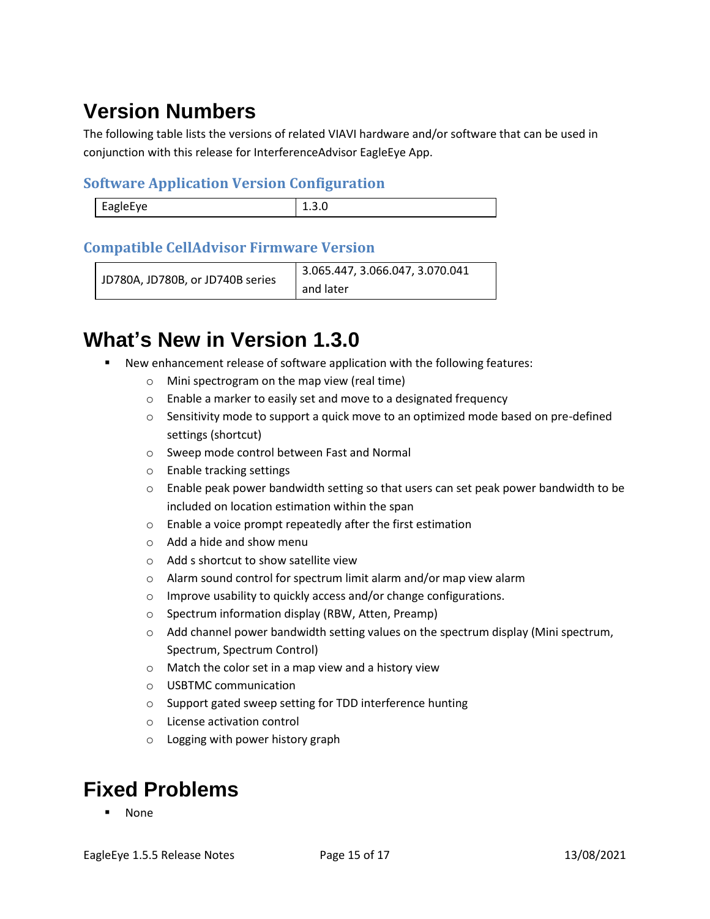# Version Numbers

The following table lists the versions of related VIAVI hardware and/or software that can be used in conjunction with this release for InterferenceAdvisor EagleEye App.

### Software Application Version Configuration

| EagleEye | 1.3.0 |
|---|---|

### Compatible CellAdvisor Firmware Version

| JD780A, JD780B, or JD740B series | 3.065.447, 3.066.047, 3.070.041 and later |
|---|---|

# What's New in Version 1.3.0

- New enhancement release of software application with the following features:
  - Mini spectrogram on the map view (real time)
  - Enable a marker to easily set and move to a designated frequency
  - Sensitivity mode to support a quick move to an optimized mode based on pre-defined settings (shortcut)
  - Sweep mode control between Fast and Normal
  - Enable tracking settings
  - Enable peak power bandwidth setting so that users can set peak power bandwidth to be included on location estimation within the span
  - Enable a voice prompt repeatedly after the first estimation
  - Add a hide and show menu
  - Add s shortcut to show satellite view
  - Alarm sound control for spectrum limit alarm and/or map view alarm
  - Improve usability to quickly access and/or change configurations.
  - Spectrum information display (RBW, Atten, Preamp)
  - Add channel power bandwidth setting values on the spectrum display (Mini spectrum, Spectrum, Spectrum Control)
  - Match the color set in a map view and a history view
  - USBTMC communication
  - Support gated sweep setting for TDD interference hunting
  - License activation control
  - Logging with power history graph

# Fixed Problems

- None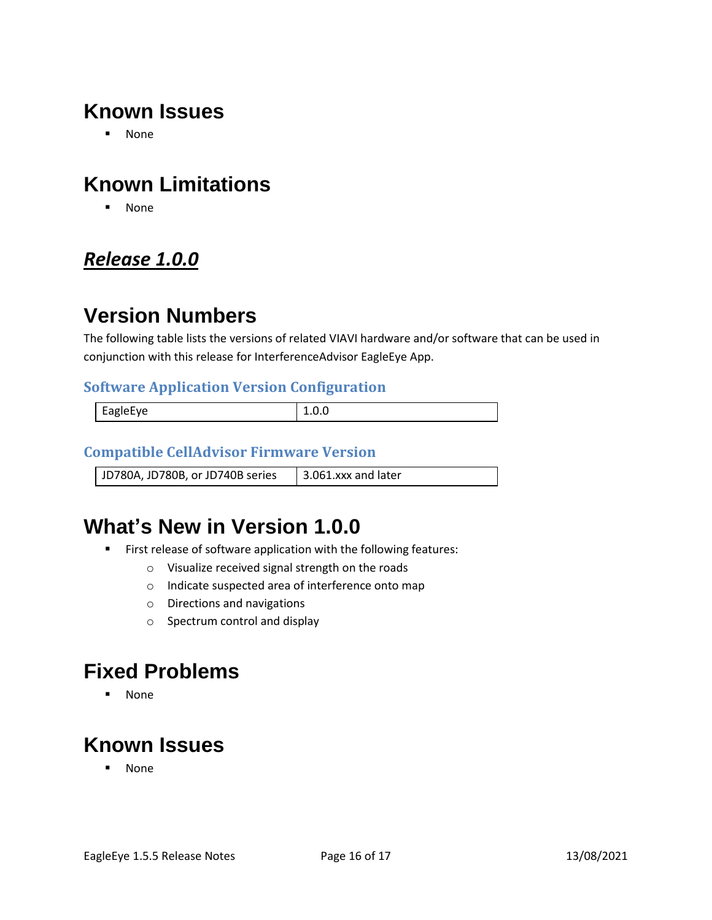# Known Issues

- None

# Known Limitations

- None

## ***Release 1.0.0***

# Version Numbers

The following table lists the versions of related VIAVI hardware and/or software that can be used in conjunction with this release for InterferenceAdvisor EagleEye App.

### Software Application Version Configuration

| EagleEye | 1.0.0 |
| --- | --- |

### Compatible CellAdvisor Firmware Version

| JD780A, JD780B, or JD740B series | 3.061.xxx and later |
| --- | --- |

# What's New in Version 1.0.0

- First release of software application with the following features:
  - Visualize received signal strength on the roads
  - Indicate suspected area of interference onto map
  - Directions and navigations
  - Spectrum control and display

# Fixed Problems

- None

# Known Issues

- None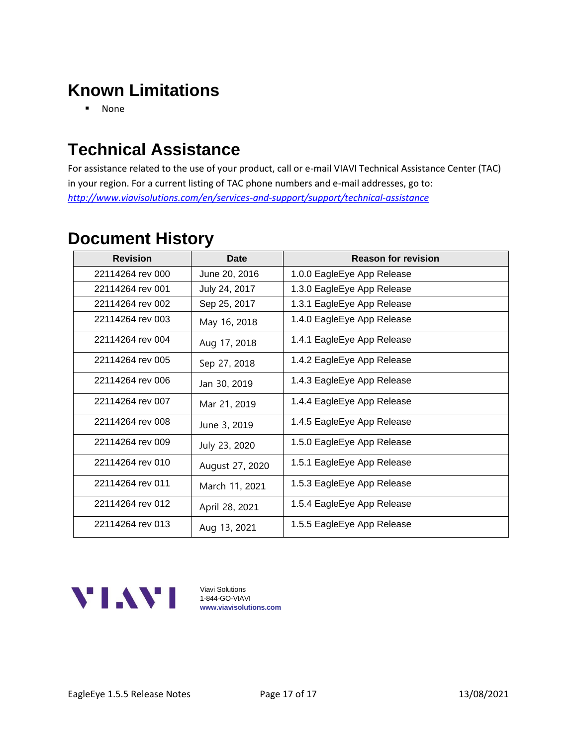## Known Limitations

- None

## Technical Assistance

For assistance related to the use of your product, call or e-mail VIAVI Technical Assistance Center (TAC) in your region. For a current listing of TAC phone numbers and e-mail addresses, go to:
*http://www.viavisolutions.com/en/services-and-support/support/technical-assistance*

## Document History

| Revision | Date | Reason for revision |
|---|---|---|
| 22114264 rev 000 | June 20, 2016 | 1.0.0 EagleEye App Release |
| 22114264 rev 001 | July 24, 2017 | 1.3.0 EagleEye App Release |
| 22114264 rev 002 | Sep 25, 2017 | 1.3.1 EagleEye App Release |
| 22114264 rev 003 | May 16, 2018 | 1.4.0 EagleEye App Release |
| 22114264 rev 004 | Aug 17, 2018 | 1.4.1 EagleEye App Release |
| 22114264 rev 005 | Sep 27, 2018 | 1.4.2 EagleEye App Release |
| 22114264 rev 006 | Jan 30, 2019 | 1.4.3 EagleEye App Release |
| 22114264 rev 007 | Mar 21, 2019 | 1.4.4 EagleEye App Release |
| 22114264 rev 008 | June 3, 2019 | 1.4.5 EagleEye App Release |
| 22114264 rev 009 | July 23, 2020 | 1.5.0 EagleEye App Release |
| 22114264 rev 010 | August 27, 2020 | 1.5.1 EagleEye App Release |
| 22114264 rev 011 | March 11, 2021 | 1.5.3 EagleEye App Release |
| 22114264 rev 012 | April 28, 2021 | 1.5.4 EagleEye App Release |
| 22114264 rev 013 | Aug 13, 2021 | 1.5.5 EagleEye App Release |

VIAVI

Viavi Solutions
1-844-GO-VIAVI
**www.viavisolutions.com**